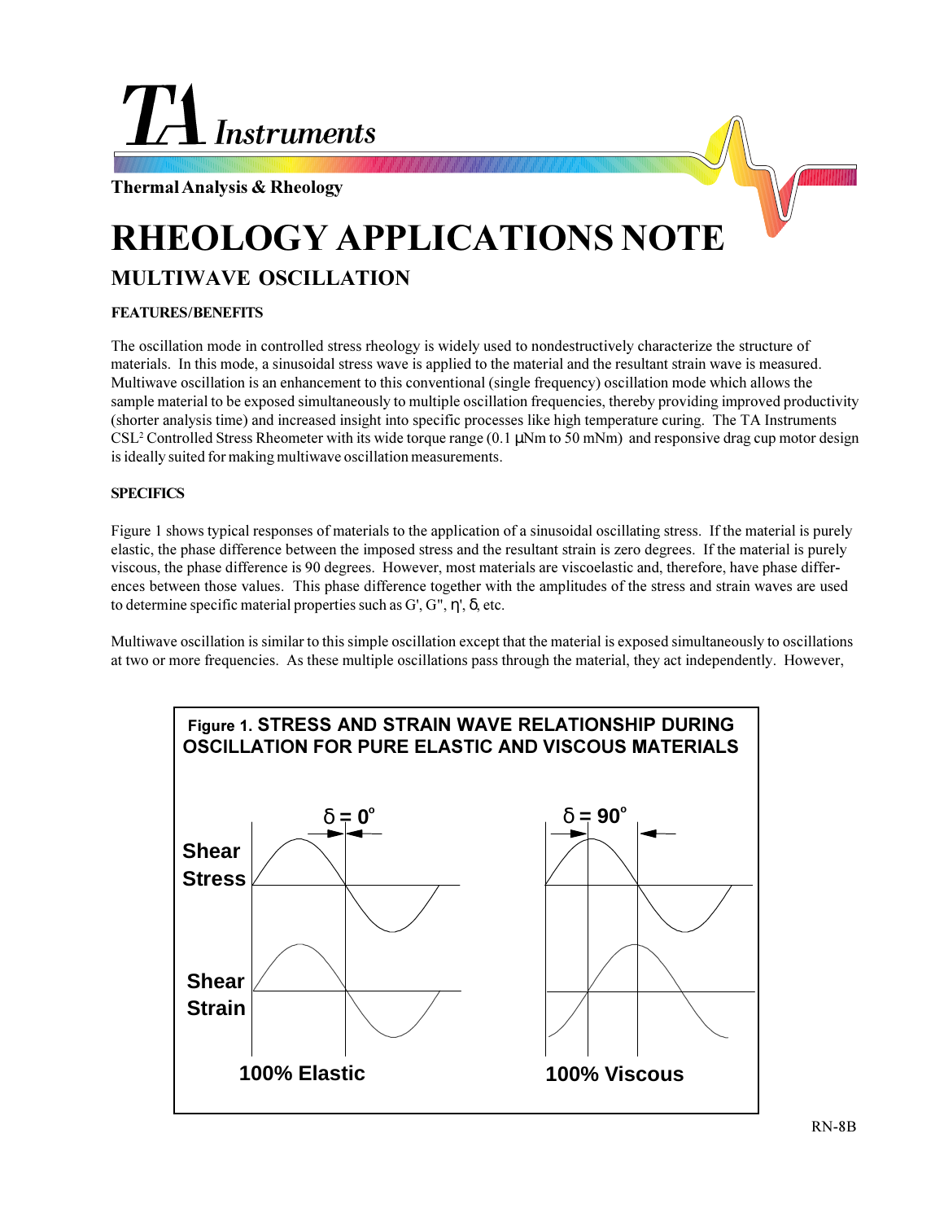# TA Instruments

Thermal Analysis & Rheology

# RHEOLOGY APPLICATIONS NOTE

## MULTIWAVE OSCILLATION

### FEATURES/BENEFITS

The oscillation mode in controlled stress rheology is widely used to nondestructively characterize the structure of materials. In this mode, a sinusoidal stress wave is applied to the material and the resultant strain wave is measured. Multiwave oscillation is an enhancement to this conventional (single frequency) oscillation mode which allows the sample material to be exposed simultaneously to multiple oscillation frequencies, thereby providing improved productivity (shorter analysis time) and increased insight into specific processes like high temperature curing. The TA Instruments $CSL^2$ Controlled Stress Rheometer with its wide torque range (0.1 µNm to 50 mNm) and responsive drag cup motor design is ideally suited for making multiwave oscillation measurements.

### SPECIFICS

Figure 1 shows typical responses of materials to the application of a sinusoidal oscillating stress. If the material is purely elastic, the phase difference between the imposed stress and the resultant strain is zero degrees. If the material is purely viscous, the phase difference is 90 degrees. However, most materials are viscoelastic and, therefore, have phase differences between those values. This phase difference together with the amplitudes of the stress and strain waves are used to determine specific material properties such as G', G", η', δ, etc.

Multiwave oscillation is similar to this simple oscillation except that the material is exposed simultaneously to oscillations at two or more frequencies. As these multiple oscillations pass through the material, they act independently. However,

**Figure 1.** STRESS AND STRAIN WAVE RELATIONSHIP DURING OSCILLATION FOR PURE ELASTIC AND VISCOUS MATERIALS

$\delta = 0^{\circ}$ — Shear Stress / Shear Strain — 100% Elastic

$\delta = 90^{\circ}$ — Shear Stress / Shear Strain — 100% Viscous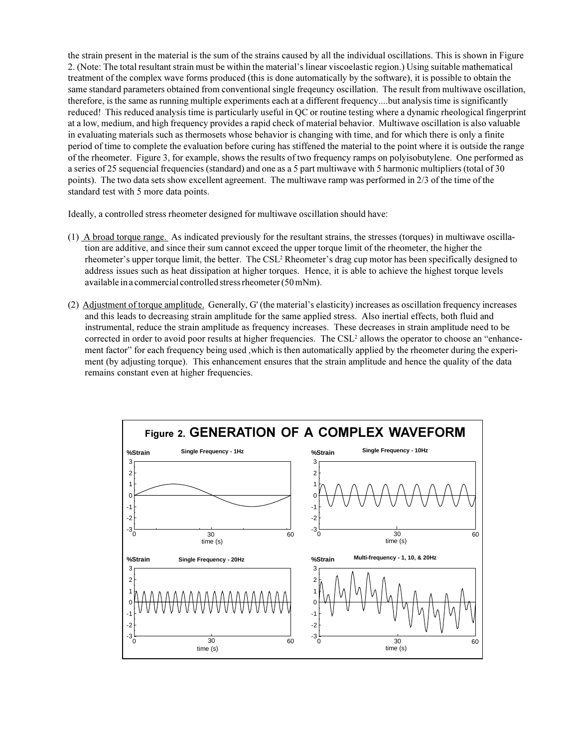the strain present in the material is the sum of the strains caused by all the individual oscillations. This is shown in Figure 2. (Note: The total resultant strain must be within the material's linear viscoelastic region.) Using suitable mathematical treatment of the complex wave forms produced (this is done automatically by the software), it is possible to obtain the same standard parameters obtained from conventional single freqeuncy oscillation. The result from multiwave oscillation, therefore, is the same as running multiple experiments each at a different frequency....but analysis time is significantly reduced! This reduced analysis time is particularly useful in QC or routine testing where a dynamic rheological fingerprint at a low, medium, and high frequency provides a rapid check of material behavior. Multiwave oscillation is also valuable in evaluating materials such as thermosets whose behavior is changing with time, and for which there is only a finite period of time to complete the evaluation before curing has stiffened the material to the point where it is outside the range of the rheometer. Figure 3, for example, shows the results of two frequency ramps on polyisobutylene. One performed as a series of 25 sequencial frequencies (standard) and one as a 5 part multiwave with 5 harmonic multipliers (total of 30 points). The two data sets show excellent agreement. The multiwave ramp was performed in 2/3 of the time of the standard test with 5 more data points.

Ideally, a controlled stress rheometer designed for multiwave oscillation should have:

(1) A broad torque range. As indicated previously for the resultant strains, the stresses (torques) in multiwave oscillation are additive, and since their sum cannot exceed the upper torque limit of the rheometer, the higher the rheometer's upper torque limit, the better. The CSL[2] Rheometer's drag cup motor has been specifically designed to address issues such as heat dissipation at higher torques. Hence, it is able to achieve the highest torque levels available in a commercial controlled stress rheometer (50 mNm).

(2) Adjustment of torque amplitude. Generally, G' (the material's elasticity) increases as oscillation frequency increases and this leads to decreasing strain amplitude for the same applied stress. Also inertial effects, both fluid and instrumental, reduce the strain amplitude as frequency increases. These decreases in strain amplitude need to be corrected in order to avoid poor results at higher frequencies. The CSL[2] allows the operator to choose an "enhancement factor" for each frequency being used ,which is then automatically applied by the rheometer during the experiment (by adjusting torque). This enhancement ensures that the strain amplitude and hence the quality of the data remains constant even at higher frequencies.

**Figure 2. GENERATION OF A COMPLEX WAVEFORM**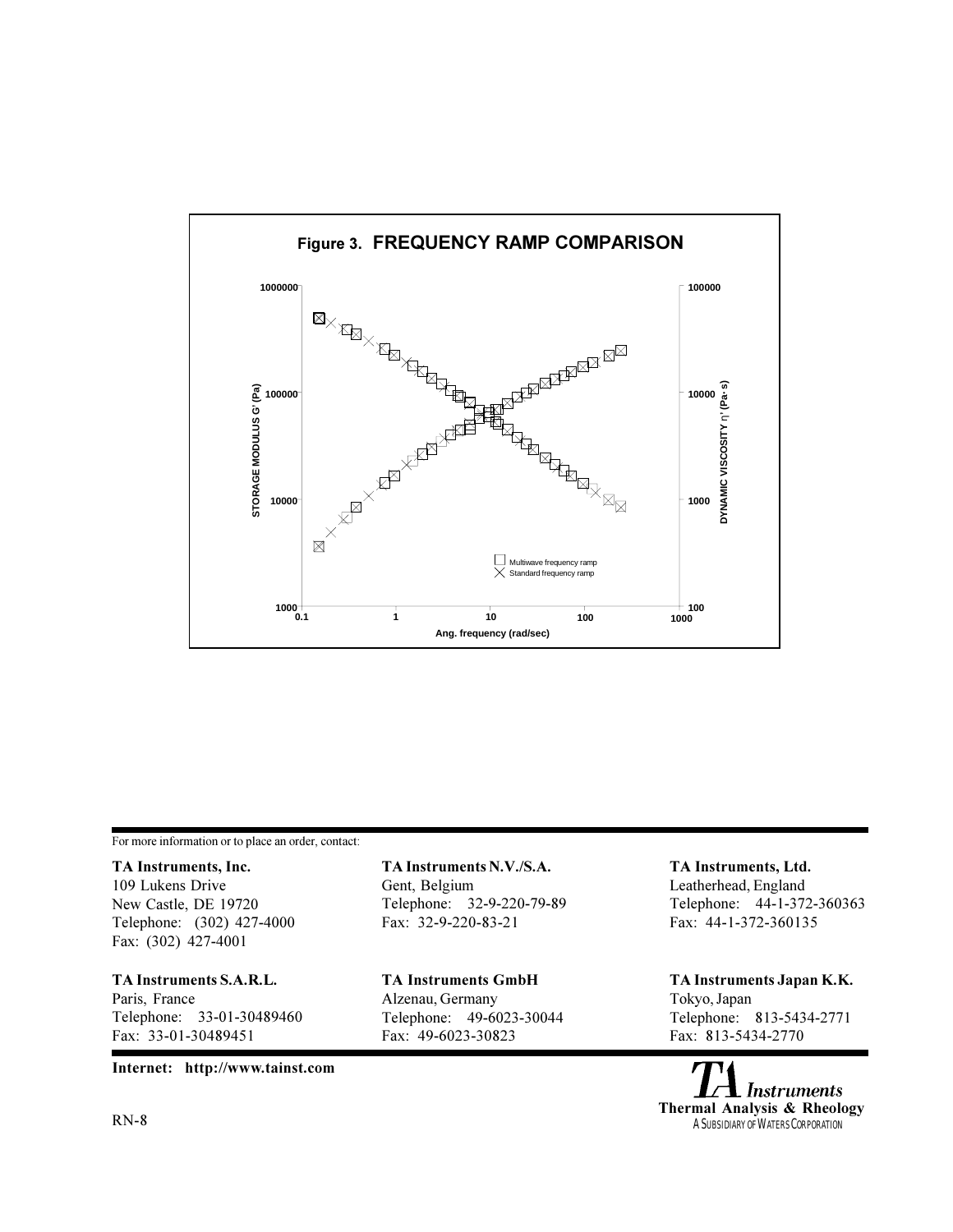**Figure 3. FREQUENCY RAMP COMPARISON**

STORAGE MODULUS G' (Pa)

1000000

100000

10000

1000

DYNAMIC VISCOSITY η' (Pa·s)

100000

10000

1000

100

Ang. frequency (rad/sec)

0.1

1

10

100

1000

Multiwave frequency ramp

Standard frequency ramp

For more information or to place an order, contact:

**TA Instruments, Inc.**
109 Lukens Drive
New Castle, DE 19720
Telephone: (302) 427-4000
Fax: (302) 427-4001

**TA Instruments N.V./S.A.**
Gent, Belgium
Telephone: 32-9-220-79-89
Fax: 32-9-220-83-21

**TA Instruments, Ltd.**
Leatherhead, England
Telephone: 44-1-372-360363
Fax: 44-1-372-360135

**TA Instruments S.A.R.L.**
Paris, France
Telephone: 33-01-30489460
Fax: 33-01-30489451

**TA Instruments GmbH**
Alzenau, Germany
Telephone: 49-6023-30044
Fax: 49-6023-30823

**TA Instruments Japan K.K.**
Tokyo, Japan
Telephone: 813-5434-2771
Fax: 813-5434-2770

**Internet: http://www.tainst.com**

RN-8

*TA Instruments*
**Thermal Analysis & Rheology**
A SUBSIDIARY OF WATERS CORPORATION